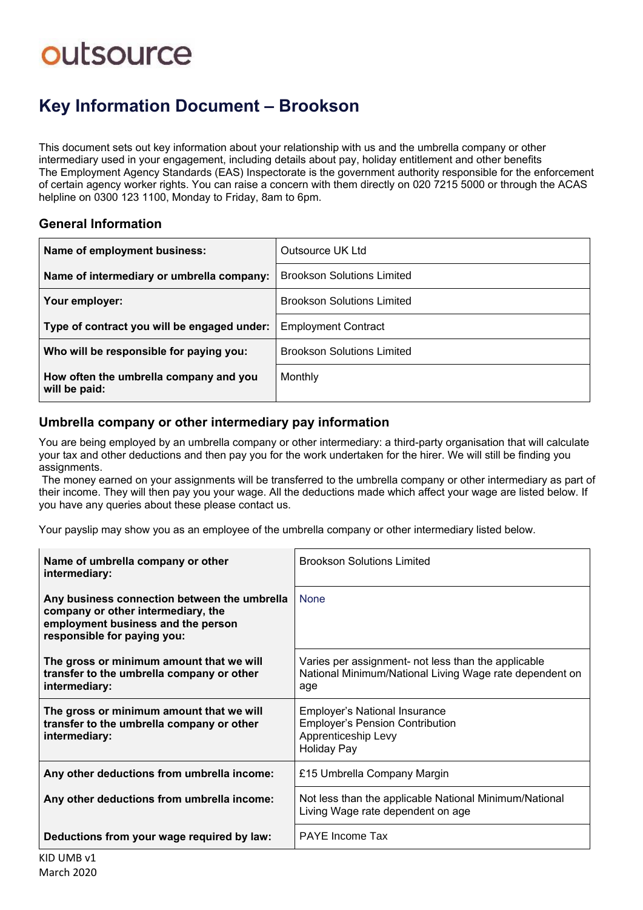# outsource

## Key Information Document – Brookson

This document sets out key information about your relationship with us and the umbrella company or other intermediary used in your engagement, including details about pay, holiday entitlement and other benefits
The Employment Agency Standards (EAS) Inspectorate is the government authority responsible for the enforcement of certain agency worker rights. You can raise a concern with them directly on 020 7215 5000 or through the ACAS helpline on 0300 123 1100, Monday to Friday, 8am to 6pm.

### General Information

| | |
|---|---|
| **Name of employment business:** | Outsource UK Ltd |
| **Name of intermediary or umbrella company:** | Brookson Solutions Limited |
| **Your employer:** | Brookson Solutions Limited |
| **Type of contract you will be engaged under:** | Employment Contract |
| **Who will be responsible for paying you:** | Brookson Solutions Limited |
| **How often the umbrella company and you will be paid:** | Monthly |

### Umbrella company or other intermediary pay information

You are being employed by an umbrella company or other intermediary: a third-party organisation that will calculate your tax and other deductions and then pay you for the work undertaken for the hirer. We will still be finding you assignments.

The money earned on your assignments will be transferred to the umbrella company or other intermediary as part of their income. They will then pay you your wage. All the deductions made which affect your wage are listed below. If you have any queries about these please contact us.

Your payslip may show you as an employee of the umbrella company or other intermediary listed below.

| | |
|---|---|
| **Name of umbrella company or other intermediary:** | Brookson Solutions Limited |
| **Any business connection between the umbrella company or other intermediary, the employment business and the person responsible for paying you:** | None |
| **The gross or minimum amount that we will transfer to the umbrella company or other intermediary:** | Varies per assignment- not less than the applicable National Minimum/National Living Wage rate dependent on age |
| **The gross or minimum amount that we will transfer to the umbrella company or other intermediary:** | Employer's National Insurance<br>Employer's Pension Contribution<br>Apprenticeship Levy<br>Holiday Pay |
| **Any other deductions from umbrella income:** | £15 Umbrella Company Margin |
| **Any other deductions from umbrella income:** | Not less than the applicable National Minimum/National Living Wage rate dependent on age |
| **Deductions from your wage required by law:** | PAYE Income Tax |

KID UMB v1
March 2020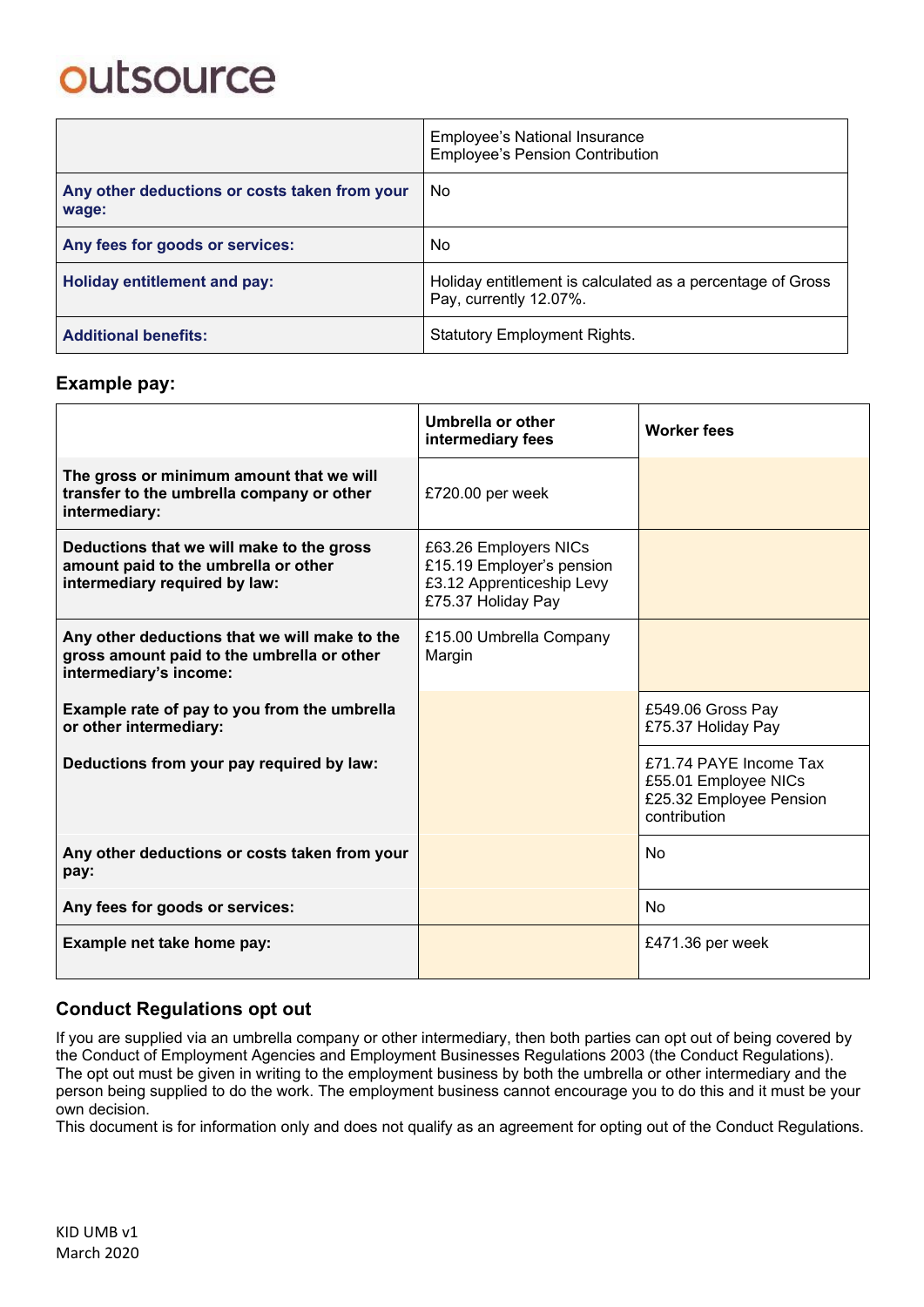outsource

| | |
|---|---|
| | Employee's National Insurance<br>Employee's Pension Contribution |
| **Any other deductions or costs taken from your wage:** | No |
| **Any fees for goods or services:** | No |
| **Holiday entitlement and pay:** | Holiday entitlement is calculated as a percentage of Gross Pay, currently 12.07%. |
| **Additional benefits:** | Statutory Employment Rights. |

### Example pay:

| | **Umbrella or other intermediary fees** | **Worker fees** |
|---|---|---|
| **The gross or minimum amount that we will transfer to the umbrella company or other intermediary:** | £720.00 per week | |
| **Deductions that we will make to the gross amount paid to the umbrella or other intermediary required by law:** | £63.26 Employers NICs<br>£15.19 Employer's pension<br>£3.12 Apprenticeship Levy<br>£75.37 Holiday Pay | |
| **Any other deductions that we will make to the gross amount paid to the umbrella or other intermediary's income:** | £15.00 Umbrella Company Margin | |
| **Example rate of pay to you from the umbrella or other intermediary:** | | £549.06 Gross Pay<br>£75.37 Holiday Pay |
| **Deductions from your pay required by law:** | | £71.74 PAYE Income Tax<br>£55.01 Employee NICs<br>£25.32 Employee Pension contribution |
| **Any other deductions or costs taken from your pay:** | | No |
| **Any fees for goods or services:** | | No |
| **Example net take home pay:** | | £471.36 per week |

### Conduct Regulations opt out

If you are supplied via an umbrella company or other intermediary, then both parties can opt out of being covered by the Conduct of Employment Agencies and Employment Businesses Regulations 2003 (the Conduct Regulations). The opt out must be given in writing to the employment business by both the umbrella or other intermediary and the person being supplied to do the work. The employment business cannot encourage you to do this and it must be your own decision.
This document is for information only and does not qualify as an agreement for opting out of the Conduct Regulations.

KID UMB v1
March 2020